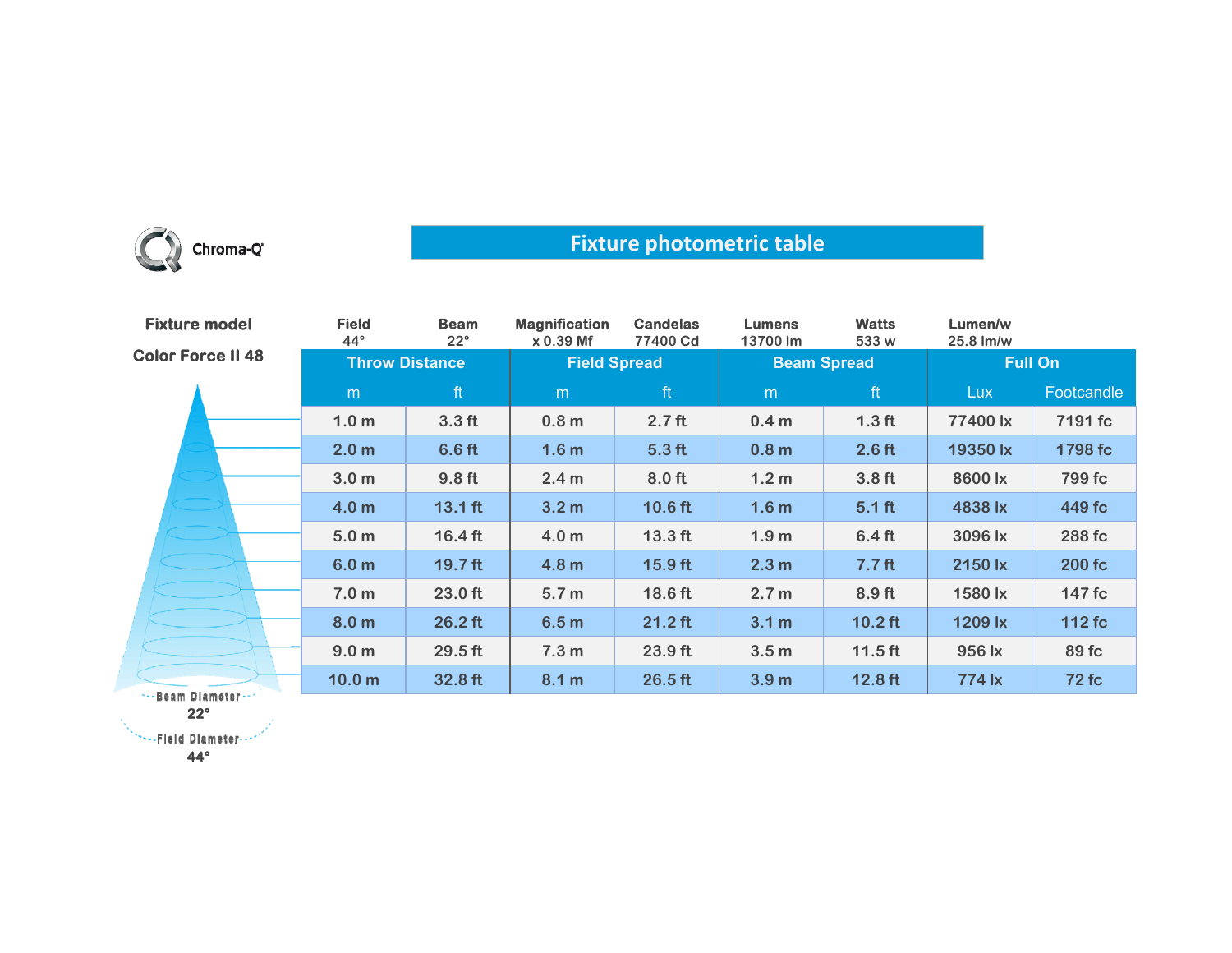Chroma-Q

# Fixture photometric table

| Fixture model | Field | Beam | Magnification | Candelas | Lumens | Watts | Lumen/w |
|---|---|---|---|---|---|---|---|
| Color Force II 48 | 44° | 22° | x 0.39 Mf | 77400 Cd | 13700 lm | 533 w | 25.8 lm/w |

| Throw Distance | | Field Spread | | Beam Spread | | Full On | |
|---|---|---|---|---|---|---|---|
| m | ft | m | ft | m | ft | Lux | Footcandle |
| 1.0 m | 3.3 ft | 0.8 m | 2.7 ft | 0.4 m | 1.3 ft | 77400 lx | 7191 fc |
| 2.0 m | 6.6 ft | 1.6 m | 5.3 ft | 0.8 m | 2.6 ft | 19350 lx | 1798 fc |
| 3.0 m | 9.8 ft | 2.4 m | 8.0 ft | 1.2 m | 3.8 ft | 8600 lx | 799 fc |
| 4.0 m | 13.1 ft | 3.2 m | 10.6 ft | 1.6 m | 5.1 ft | 4838 lx | 449 fc |
| 5.0 m | 16.4 ft | 4.0 m | 13.3 ft | 1.9 m | 6.4 ft | 3096 lx | 288 fc |
| 6.0 m | 19.7 ft | 4.8 m | 15.9 ft | 2.3 m | 7.7 ft | 2150 lx | 200 fc |
| 7.0 m | 23.0 ft | 5.7 m | 18.6 ft | 2.7 m | 8.9 ft | 1580 lx | 147 fc |
| 8.0 m | 26.2 ft | 6.5 m | 21.2 ft | 3.1 m | 10.2 ft | 1209 lx | 112 fc |
| 9.0 m | 29.5 ft | 7.3 m | 23.9 ft | 3.5 m | 11.5 ft | 956 lx | 89 fc |
| 10.0 m | 32.8 ft | 8.1 m | 26.5 ft | 3.9 m | 12.8 ft | 774 lx | 72 fc |

Beam Diameter 22°

Field Diameter 44°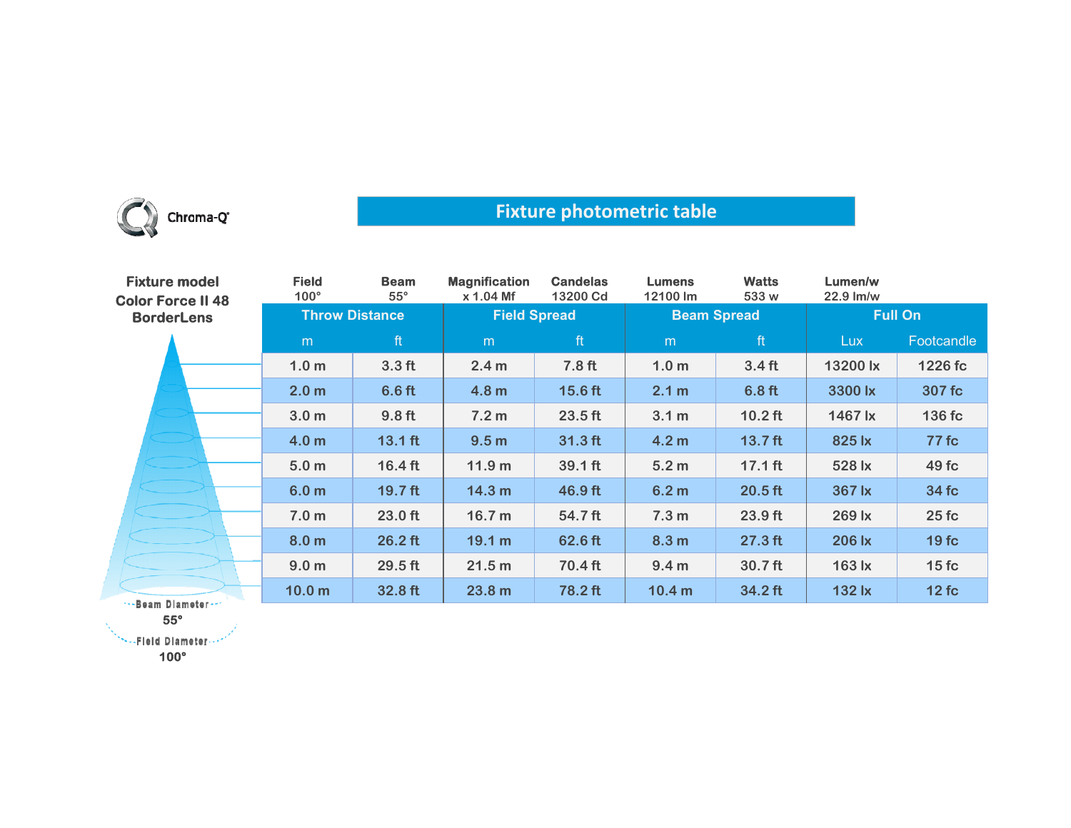Chroma-Q

# Fixture photometric table

**Fixture model**
**Color Force II 48**
**BorderLens**

| Field | Beam | Magnification | Candelas | Lumens | Watts | Lumen/w |
|---|---|---|---|---|---|---|
| 100° | 55° | x 1.04 Mf | 13200 Cd | 12100 lm | 533 w | 22.9 lm/w |

| Throw Distance | | Field Spread | | Beam Spread | | Full On | |
|---|---|---|---|---|---|---|---|
| m | ft | m | ft | m | ft | Lux | Footcandle |
| 1.0 m | 3.3 ft | 2.4 m | 7.8 ft | 1.0 m | 3.4 ft | 13200 lx | 1226 fc |
| 2.0 m | 6.6 ft | 4.8 m | 15.6 ft | 2.1 m | 6.8 ft | 3300 lx | 307 fc |
| 3.0 m | 9.8 ft | 7.2 m | 23.5 ft | 3.1 m | 10.2 ft | 1467 lx | 136 fc |
| 4.0 m | 13.1 ft | 9.5 m | 31.3 ft | 4.2 m | 13.7 ft | 825 lx | 77 fc |
| 5.0 m | 16.4 ft | 11.9 m | 39.1 ft | 5.2 m | 17.1 ft | 528 lx | 49 fc |
| 6.0 m | 19.7 ft | 14.3 m | 46.9 ft | 6.2 m | 20.5 ft | 367 lx | 34 fc |
| 7.0 m | 23.0 ft | 16.7 m | 54.7 ft | 7.3 m | 23.9 ft | 269 lx | 25 fc |
| 8.0 m | 26.2 ft | 19.1 m | 62.6 ft | 8.3 m | 27.3 ft | 206 lx | 19 fc |
| 9.0 m | 29.5 ft | 21.5 m | 70.4 ft | 9.4 m | 30.7 ft | 163 lx | 15 fc |
| 10.0 m | 32.8 ft | 23.8 m | 78.2 ft | 10.4 m | 34.2 ft | 132 lx | 12 fc |

Beam Diameter
55°

Field Diameter
100°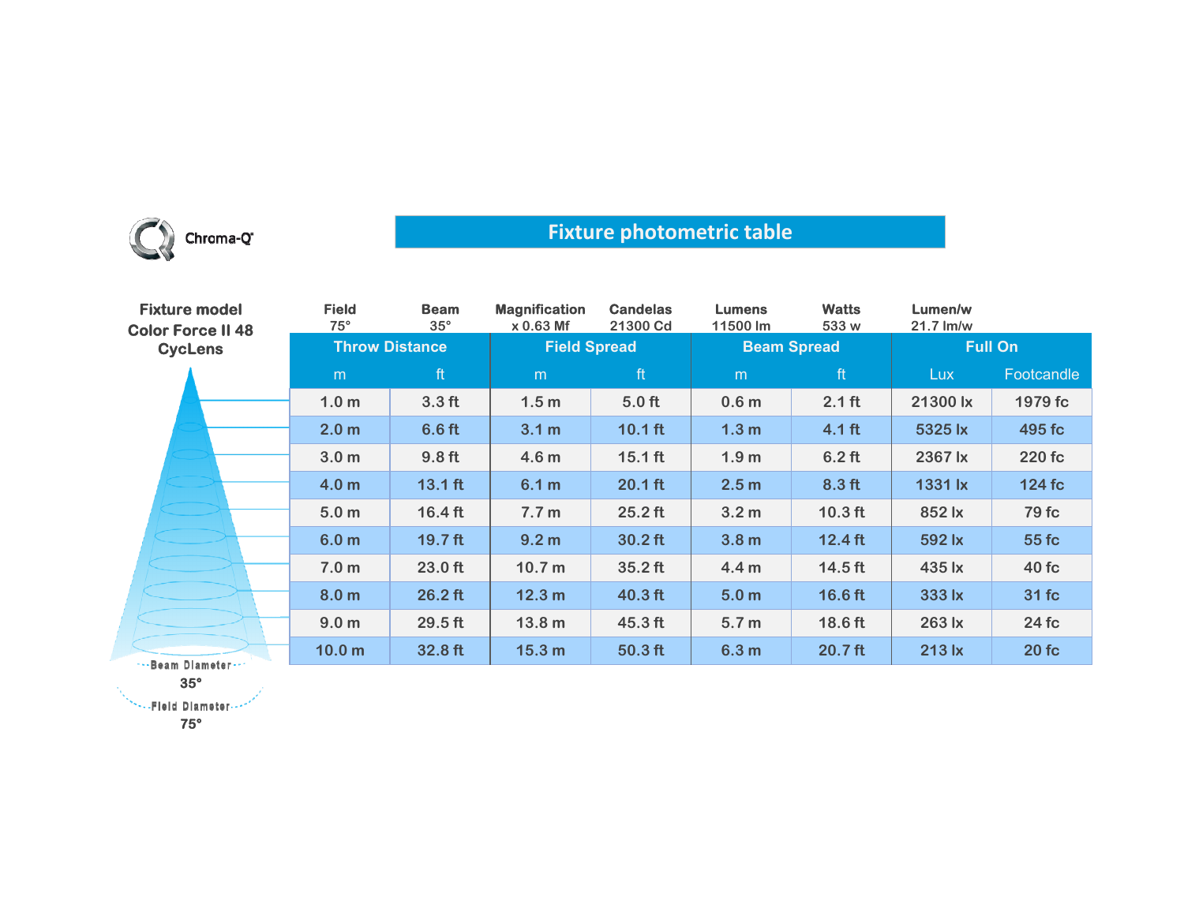Chroma-Q

# Fixture photometric table

**Fixture model**
**Color Force II 48**
**CycLens**

| Field | Beam | Magnification | Candelas | Lumens | Watts | Lumen/w | |
|---|---|---|---|---|---|---|---|
| 75° | 35° | x 0.63 Mf | 21300 Cd | 11500 lm | 533 w | 21.7 lm/w | |

| Throw Distance | | Field Spread | | Beam Spread | | Full On | |
|---|---|---|---|---|---|---|---|
| m | ft | m | ft | m | ft | Lux | Footcandle |
| 1.0 m | 3.3 ft | 1.5 m | 5.0 ft | 0.6 m | 2.1 ft | 21300 lx | 1979 fc |
| 2.0 m | 6.6 ft | 3.1 m | 10.1 ft | 1.3 m | 4.1 ft | 5325 lx | 495 fc |
| 3.0 m | 9.8 ft | 4.6 m | 15.1 ft | 1.9 m | 6.2 ft | 2367 lx | 220 fc |
| 4.0 m | 13.1 ft | 6.1 m | 20.1 ft | 2.5 m | 8.3 ft | 1331 lx | 124 fc |
| 5.0 m | 16.4 ft | 7.7 m | 25.2 ft | 3.2 m | 10.3 ft | 852 lx | 79 fc |
| 6.0 m | 19.7 ft | 9.2 m | 30.2 ft | 3.8 m | 12.4 ft | 592 lx | 55 fc |
| 7.0 m | 23.0 ft | 10.7 m | 35.2 ft | 4.4 m | 14.5 ft | 435 lx | 40 fc |
| 8.0 m | 26.2 ft | 12.3 m | 40.3 ft | 5.0 m | 16.6 ft | 333 lx | 31 fc |
| 9.0 m | 29.5 ft | 13.8 m | 45.3 ft | 5.7 m | 18.6 ft | 263 lx | 24 fc |
| 10.0 m | 32.8 ft | 15.3 m | 50.3 ft | 6.3 m | 20.7 ft | 213 lx | 20 fc |

Beam Diameter
35°

Field Diameter
75°